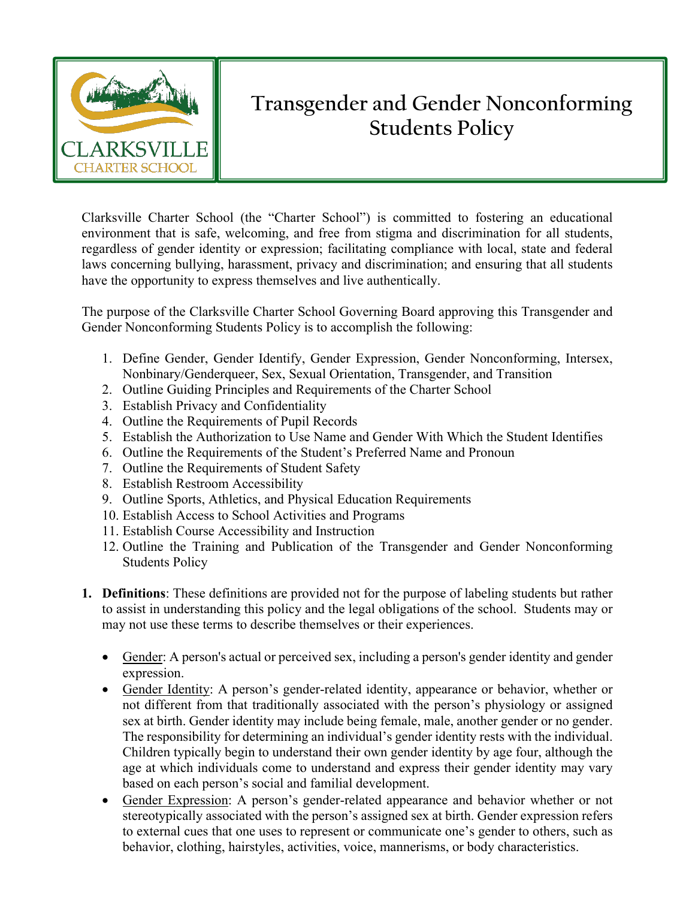# Transgender and Gender Nonconforming Students Policy

Clarksville Charter School (the "Charter School") is committed to fostering an educational environment that is safe, welcoming, and free from stigma and discrimination for all students, regardless of gender identity or expression; facilitating compliance with local, state and federal laws concerning bullying, harassment, privacy and discrimination; and ensuring that all students have the opportunity to express themselves and live authentically.

The purpose of the Clarksville Charter School Governing Board approving this Transgender and Gender Nonconforming Students Policy is to accomplish the following:

1. Define Gender, Gender Identify, Gender Expression, Gender Nonconforming, Intersex, Nonbinary/Genderqueer, Sex, Sexual Orientation, Transgender, and Transition
2. Outline Guiding Principles and Requirements of the Charter School
3. Establish Privacy and Confidentiality
4. Outline the Requirements of Pupil Records
5. Establish the Authorization to Use Name and Gender With Which the Student Identifies
6. Outline the Requirements of the Student's Preferred Name and Pronoun
7. Outline the Requirements of Student Safety
8. Establish Restroom Accessibility
9. Outline Sports, Athletics, and Physical Education Requirements
10. Establish Access to School Activities and Programs
11. Establish Course Accessibility and Instruction
12. Outline the Training and Publication of the Transgender and Gender Nonconforming Students Policy

1. **Definitions**: These definitions are provided not for the purpose of labeling students but rather to assist in understanding this policy and the legal obligations of the school. Students may or may not use these terms to describe themselves or their experiences.

   - Gender: A person's actual or perceived sex, including a person's gender identity and gender expression.
   - Gender Identity: A person's gender-related identity, appearance or behavior, whether or not different from that traditionally associated with the person's physiology or assigned sex at birth. Gender identity may include being female, male, another gender or no gender. The responsibility for determining an individual's gender identity rests with the individual. Children typically begin to understand their own gender identity by age four, although the age at which individuals come to understand and express their gender identity may vary based on each person's social and familial development.
   - Gender Expression: A person's gender-related appearance and behavior whether or not stereotypically associated with the person's assigned sex at birth. Gender expression refers to external cues that one uses to represent or communicate one's gender to others, such as behavior, clothing, hairstyles, activities, voice, mannerisms, or body characteristics.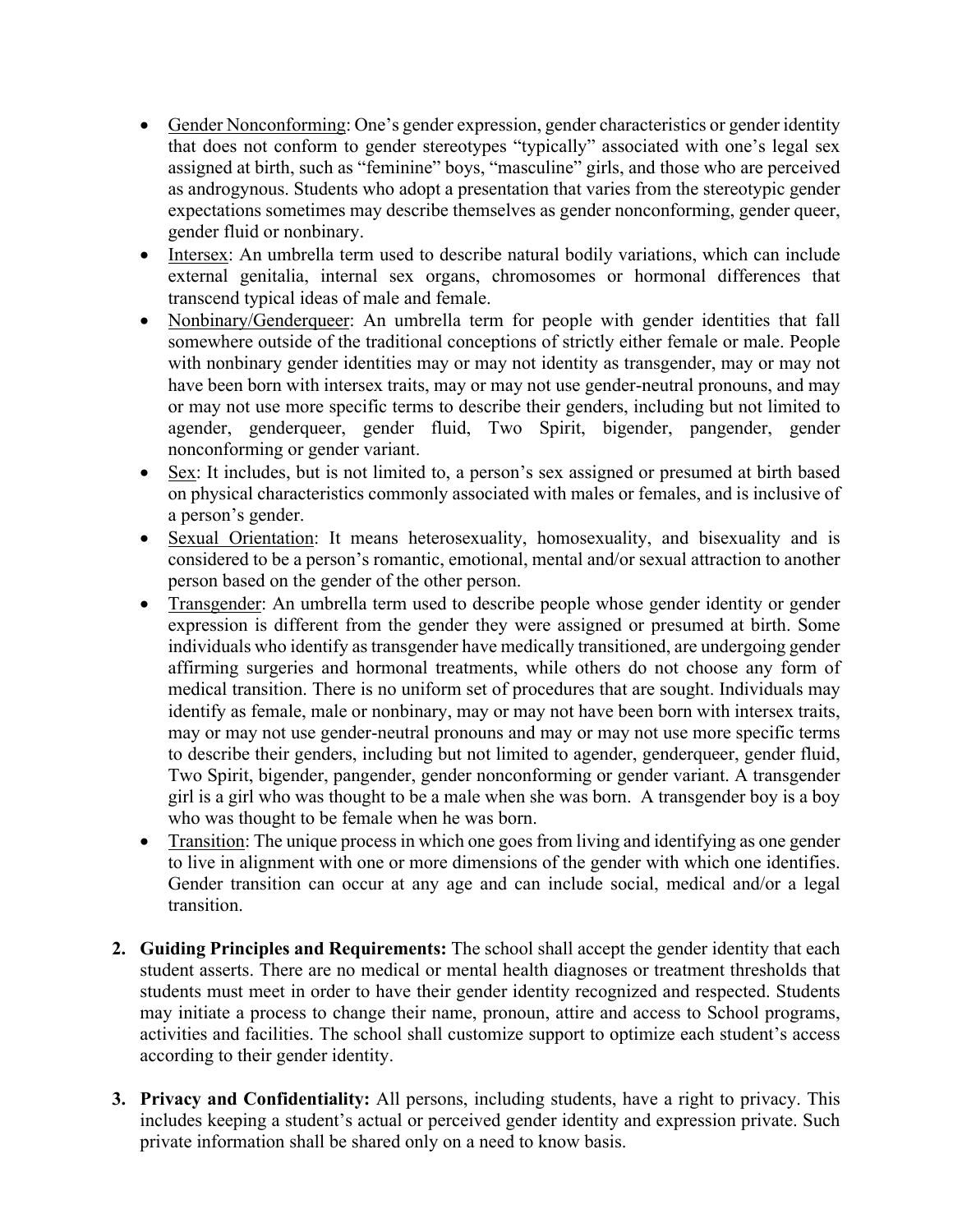- Gender Nonconforming: One's gender expression, gender characteristics or gender identity that does not conform to gender stereotypes "typically" associated with one's legal sex assigned at birth, such as "feminine" boys, "masculine" girls, and those who are perceived as androgynous. Students who adopt a presentation that varies from the stereotypic gender expectations sometimes may describe themselves as gender nonconforming, gender queer, gender fluid or nonbinary.
- Intersex: An umbrella term used to describe natural bodily variations, which can include external genitalia, internal sex organs, chromosomes or hormonal differences that transcend typical ideas of male and female.
- Nonbinary/Genderqueer: An umbrella term for people with gender identities that fall somewhere outside of the traditional conceptions of strictly either female or male. People with nonbinary gender identities may or may not identity as transgender, may or may not have been born with intersex traits, may or may not use gender-neutral pronouns, and may or may not use more specific terms to describe their genders, including but not limited to agender, genderqueer, gender fluid, Two Spirit, bigender, pangender, gender nonconforming or gender variant.
- Sex: It includes, but is not limited to, a person's sex assigned or presumed at birth based on physical characteristics commonly associated with males or females, and is inclusive of a person's gender.
- Sexual Orientation: It means heterosexuality, homosexuality, and bisexuality and is considered to be a person's romantic, emotional, mental and/or sexual attraction to another person based on the gender of the other person.
- Transgender: An umbrella term used to describe people whose gender identity or gender expression is different from the gender they were assigned or presumed at birth. Some individuals who identify as transgender have medically transitioned, are undergoing gender affirming surgeries and hormonal treatments, while others do not choose any form of medical transition. There is no uniform set of procedures that are sought. Individuals may identify as female, male or nonbinary, may or may not have been born with intersex traits, may or may not use gender-neutral pronouns and may or may not use more specific terms to describe their genders, including but not limited to agender, genderqueer, gender fluid, Two Spirit, bigender, pangender, gender nonconforming or gender variant. A transgender girl is a girl who was thought to be a male when she was born. A transgender boy is a boy who was thought to be female when he was born.
- Transition: The unique process in which one goes from living and identifying as one gender to live in alignment with one or more dimensions of the gender with which one identifies. Gender transition can occur at any age and can include social, medical and/or a legal transition.

2. **Guiding Principles and Requirements:** The school shall accept the gender identity that each student asserts. There are no medical or mental health diagnoses or treatment thresholds that students must meet in order to have their gender identity recognized and respected. Students may initiate a process to change their name, pronoun, attire and access to School programs, activities and facilities. The school shall customize support to optimize each student's access according to their gender identity.

3. **Privacy and Confidentiality:** All persons, including students, have a right to privacy. This includes keeping a student's actual or perceived gender identity and expression private. Such private information shall be shared only on a need to know basis.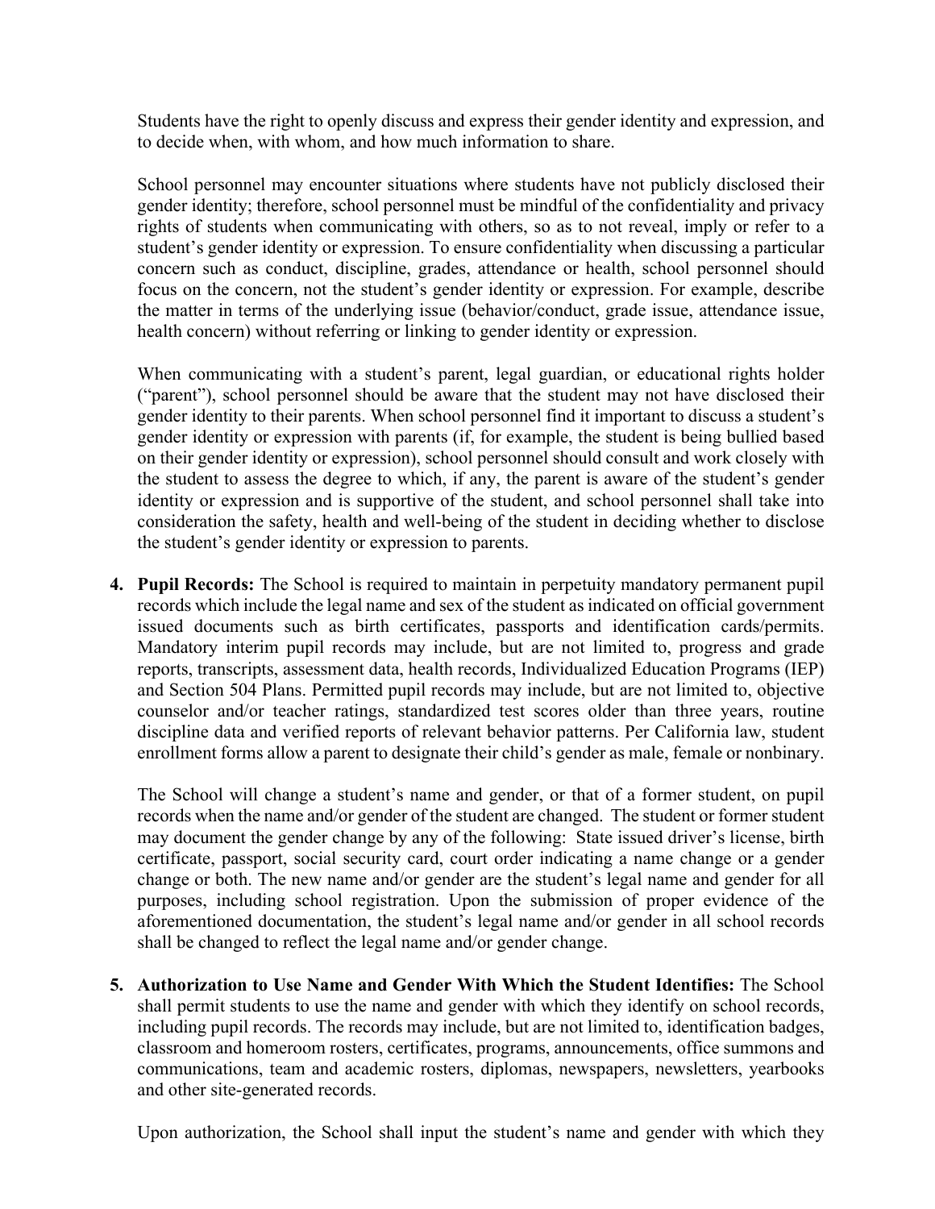Students have the right to openly discuss and express their gender identity and expression, and to decide when, with whom, and how much information to share.

School personnel may encounter situations where students have not publicly disclosed their gender identity; therefore, school personnel must be mindful of the confidentiality and privacy rights of students when communicating with others, so as to not reveal, imply or refer to a student's gender identity or expression. To ensure confidentiality when discussing a particular concern such as conduct, discipline, grades, attendance or health, school personnel should focus on the concern, not the student's gender identity or expression. For example, describe the matter in terms of the underlying issue (behavior/conduct, grade issue, attendance issue, health concern) without referring or linking to gender identity or expression.

When communicating with a student's parent, legal guardian, or educational rights holder ("parent"), school personnel should be aware that the student may not have disclosed their gender identity to their parents. When school personnel find it important to discuss a student's gender identity or expression with parents (if, for example, the student is being bullied based on their gender identity or expression), school personnel should consult and work closely with the student to assess the degree to which, if any, the parent is aware of the student's gender identity or expression and is supportive of the student, and school personnel shall take into consideration the safety, health and well-being of the student in deciding whether to disclose the student's gender identity or expression to parents.

4. **Pupil Records:** The School is required to maintain in perpetuity mandatory permanent pupil records which include the legal name and sex of the student as indicated on official government issued documents such as birth certificates, passports and identification cards/permits. Mandatory interim pupil records may include, but are not limited to, progress and grade reports, transcripts, assessment data, health records, Individualized Education Programs (IEP) and Section 504 Plans. Permitted pupil records may include, but are not limited to, objective counselor and/or teacher ratings, standardized test scores older than three years, routine discipline data and verified reports of relevant behavior patterns. Per California law, student enrollment forms allow a parent to designate their child's gender as male, female or nonbinary.

   The School will change a student's name and gender, or that of a former student, on pupil records when the name and/or gender of the student are changed. The student or former student may document the gender change by any of the following: State issued driver's license, birth certificate, passport, social security card, court order indicating a name change or a gender change or both. The new name and/or gender are the student's legal name and gender for all purposes, including school registration. Upon the submission of proper evidence of the aforementioned documentation, the student's legal name and/or gender in all school records shall be changed to reflect the legal name and/or gender change.

5. **Authorization to Use Name and Gender With Which the Student Identifies:** The School shall permit students to use the name and gender with which they identify on school records, including pupil records. The records may include, but are not limited to, identification badges, classroom and homeroom rosters, certificates, programs, announcements, office summons and communications, team and academic rosters, diplomas, newspapers, newsletters, yearbooks and other site-generated records.

   Upon authorization, the School shall input the student's name and gender with which they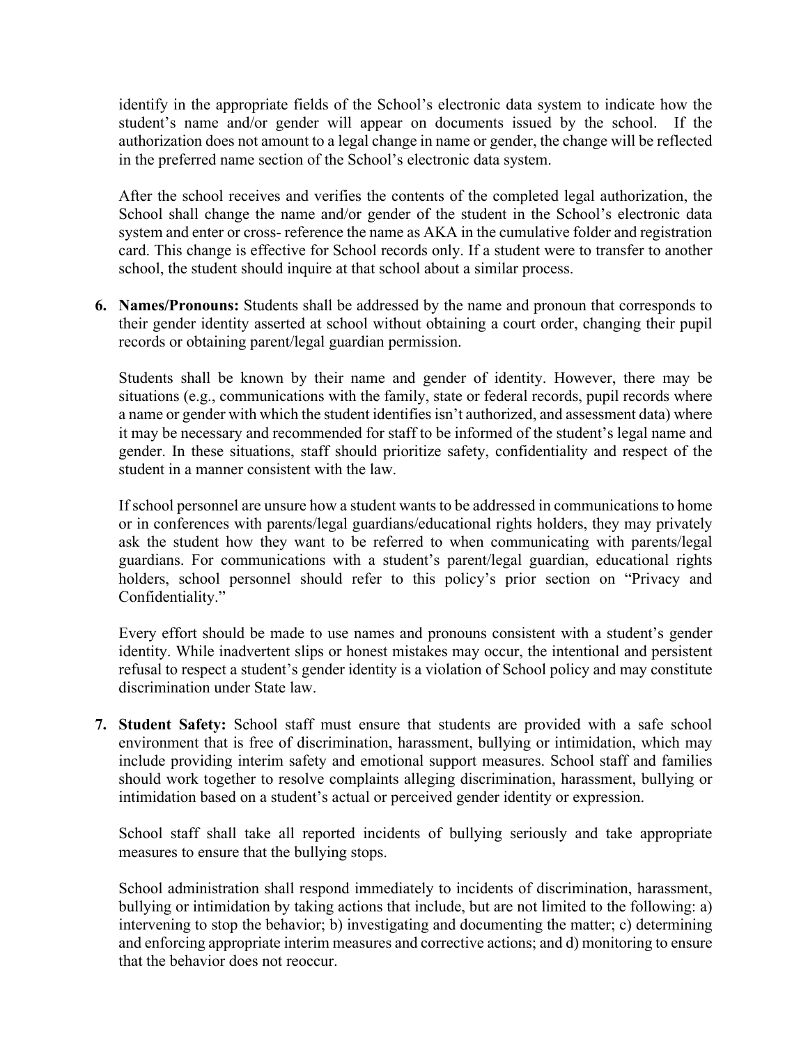identify in the appropriate fields of the School's electronic data system to indicate how the student's name and/or gender will appear on documents issued by the school. If the authorization does not amount to a legal change in name or gender, the change will be reflected in the preferred name section of the School's electronic data system.

After the school receives and verifies the contents of the completed legal authorization, the School shall change the name and/or gender of the student in the School's electronic data system and enter or cross- reference the name as AKA in the cumulative folder and registration card. This change is effective for School records only. If a student were to transfer to another school, the student should inquire at that school about a similar process.

6. **Names/Pronouns:** Students shall be addressed by the name and pronoun that corresponds to their gender identity asserted at school without obtaining a court order, changing their pupil records or obtaining parent/legal guardian permission.

   Students shall be known by their name and gender of identity. However, there may be situations (e.g., communications with the family, state or federal records, pupil records where a name or gender with which the student identifies isn't authorized, and assessment data) where it may be necessary and recommended for staff to be informed of the student's legal name and gender. In these situations, staff should prioritize safety, confidentiality and respect of the student in a manner consistent with the law.

   If school personnel are unsure how a student wants to be addressed in communications to home or in conferences with parents/legal guardians/educational rights holders, they may privately ask the student how they want to be referred to when communicating with parents/legal guardians. For communications with a student's parent/legal guardian, educational rights holders, school personnel should refer to this policy's prior section on "Privacy and Confidentiality."

   Every effort should be made to use names and pronouns consistent with a student's gender identity. While inadvertent slips or honest mistakes may occur, the intentional and persistent refusal to respect a student's gender identity is a violation of School policy and may constitute discrimination under State law.

7. **Student Safety:** School staff must ensure that students are provided with a safe school environment that is free of discrimination, harassment, bullying or intimidation, which may include providing interim safety and emotional support measures. School staff and families should work together to resolve complaints alleging discrimination, harassment, bullying or intimidation based on a student's actual or perceived gender identity or expression.

   School staff shall take all reported incidents of bullying seriously and take appropriate measures to ensure that the bullying stops.

   School administration shall respond immediately to incidents of discrimination, harassment, bullying or intimidation by taking actions that include, but are not limited to the following: a) intervening to stop the behavior; b) investigating and documenting the matter; c) determining and enforcing appropriate interim measures and corrective actions; and d) monitoring to ensure that the behavior does not reoccur.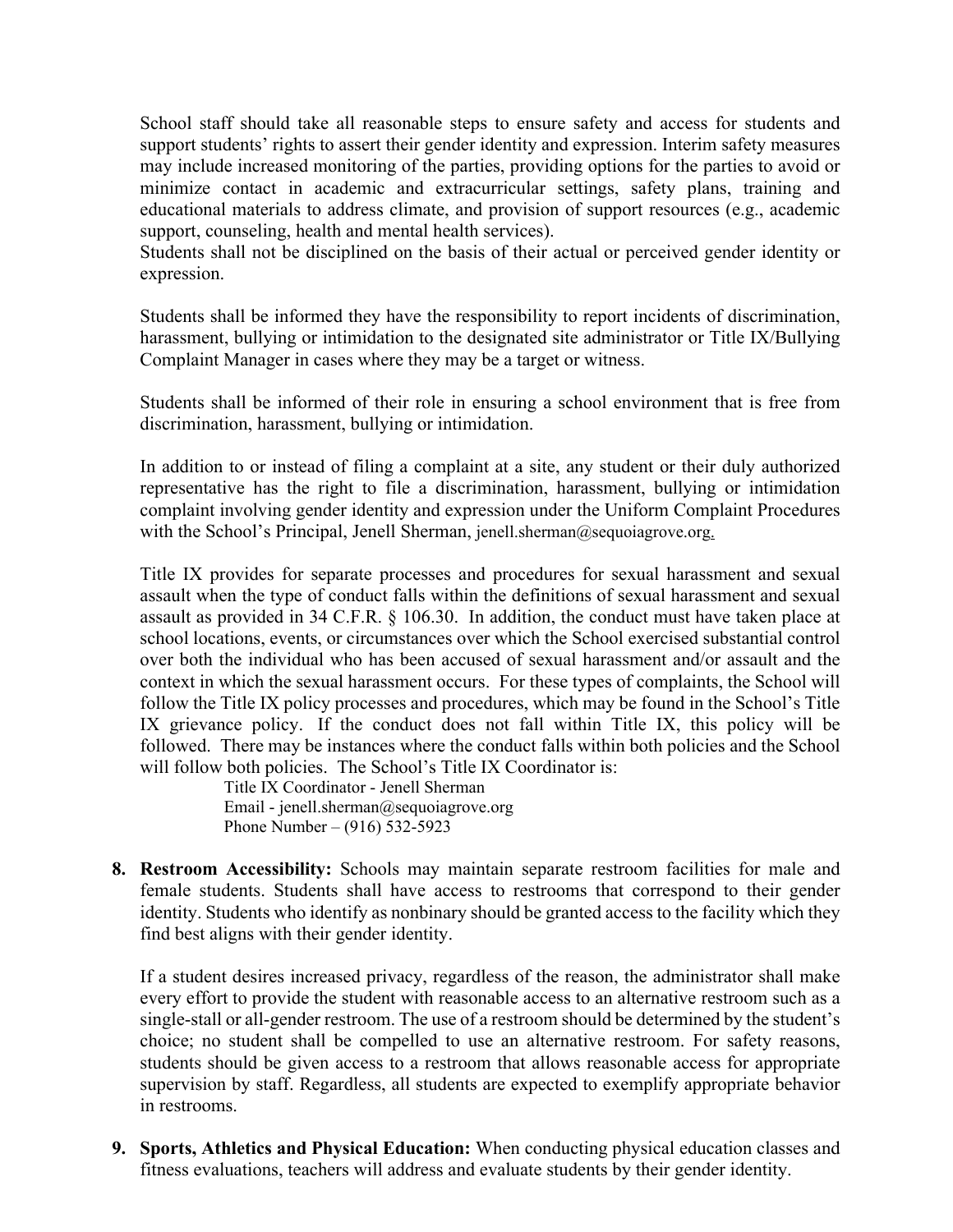School staff should take all reasonable steps to ensure safety and access for students and support students' rights to assert their gender identity and expression. Interim safety measures may include increased monitoring of the parties, providing options for the parties to avoid or minimize contact in academic and extracurricular settings, safety plans, training and educational materials to address climate, and provision of support resources (e.g., academic support, counseling, health and mental health services).
Students shall not be disciplined on the basis of their actual or perceived gender identity or expression.

Students shall be informed they have the responsibility to report incidents of discrimination, harassment, bullying or intimidation to the designated site administrator or Title IX/Bullying Complaint Manager in cases where they may be a target or witness.

Students shall be informed of their role in ensuring a school environment that is free from discrimination, harassment, bullying or intimidation.

In addition to or instead of filing a complaint at a site, any student or their duly authorized representative has the right to file a discrimination, harassment, bullying or intimidation complaint involving gender identity and expression under the Uniform Complaint Procedures with the School's Principal, Jenell Sherman, jenell.sherman@sequoiagrove.org.

Title IX provides for separate processes and procedures for sexual harassment and sexual assault when the type of conduct falls within the definitions of sexual harassment and sexual assault as provided in 34 C.F.R. § 106.30. In addition, the conduct must have taken place at school locations, events, or circumstances over which the School exercised substantial control over both the individual who has been accused of sexual harassment and/or assault and the context in which the sexual harassment occurs. For these types of complaints, the School will follow the Title IX policy processes and procedures, which may be found in the School's Title IX grievance policy. If the conduct does not fall within Title IX, this policy will be followed. There may be instances where the conduct falls within both policies and the School will follow both policies. The School's Title IX Coordinator is:

Title IX Coordinator - Jenell Sherman
Email - jenell.sherman@sequoiagrove.org
Phone Number – (916) 532-5923

8. **Restroom Accessibility:** Schools may maintain separate restroom facilities for male and female students. Students shall have access to restrooms that correspond to their gender identity. Students who identify as nonbinary should be granted access to the facility which they find best aligns with their gender identity.

   If a student desires increased privacy, regardless of the reason, the administrator shall make every effort to provide the student with reasonable access to an alternative restroom such as a single-stall or all-gender restroom. The use of a restroom should be determined by the student's choice; no student shall be compelled to use an alternative restroom. For safety reasons, students should be given access to a restroom that allows reasonable access for appropriate supervision by staff. Regardless, all students are expected to exemplify appropriate behavior in restrooms.

9. **Sports, Athletics and Physical Education:** When conducting physical education classes and fitness evaluations, teachers will address and evaluate students by their gender identity.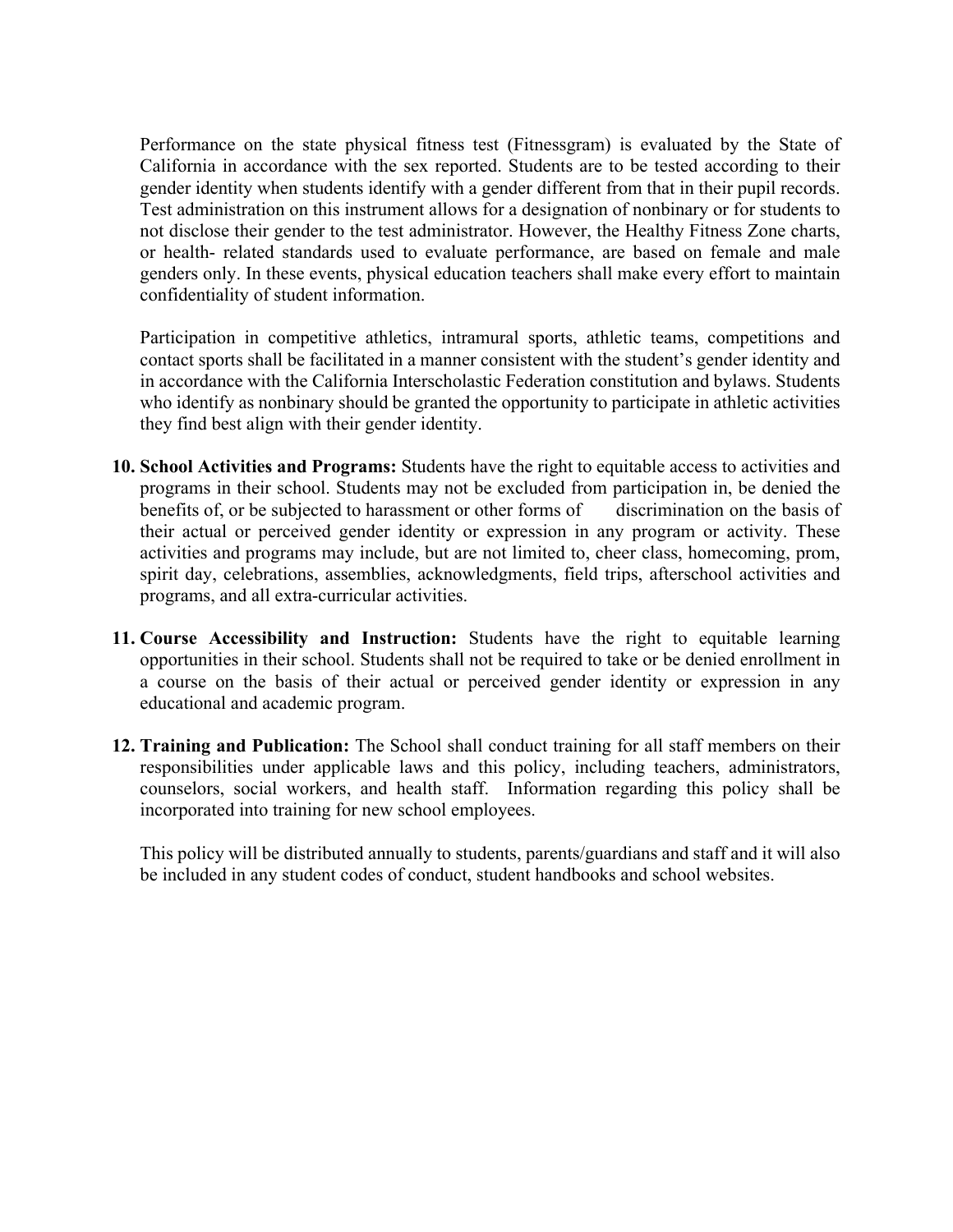Performance on the state physical fitness test (Fitnessgram) is evaluated by the State of California in accordance with the sex reported. Students are to be tested according to their gender identity when students identify with a gender different from that in their pupil records. Test administration on this instrument allows for a designation of nonbinary or for students to not disclose their gender to the test administrator. However, the Healthy Fitness Zone charts, or health- related standards used to evaluate performance, are based on female and male genders only. In these events, physical education teachers shall make every effort to maintain confidentiality of student information.

Participation in competitive athletics, intramural sports, athletic teams, competitions and contact sports shall be facilitated in a manner consistent with the student's gender identity and in accordance with the California Interscholastic Federation constitution and bylaws. Students who identify as nonbinary should be granted the opportunity to participate in athletic activities they find best align with their gender identity.

10. **School Activities and Programs:** Students have the right to equitable access to activities and programs in their school. Students may not be excluded from participation in, be denied the benefits of, or be subjected to harassment or other forms of discrimination on the basis of their actual or perceived gender identity or expression in any program or activity. These activities and programs may include, but are not limited to, cheer class, homecoming, prom, spirit day, celebrations, assemblies, acknowledgments, field trips, afterschool activities and programs, and all extra-curricular activities.

11. **Course Accessibility and Instruction:** Students have the right to equitable learning opportunities in their school. Students shall not be required to take or be denied enrollment in a course on the basis of their actual or perceived gender identity or expression in any educational and academic program.

12. **Training and Publication:** The School shall conduct training for all staff members on their responsibilities under applicable laws and this policy, including teachers, administrators, counselors, social workers, and health staff. Information regarding this policy shall be incorporated into training for new school employees.

    This policy will be distributed annually to students, parents/guardians and staff and it will also be included in any student codes of conduct, student handbooks and school websites.